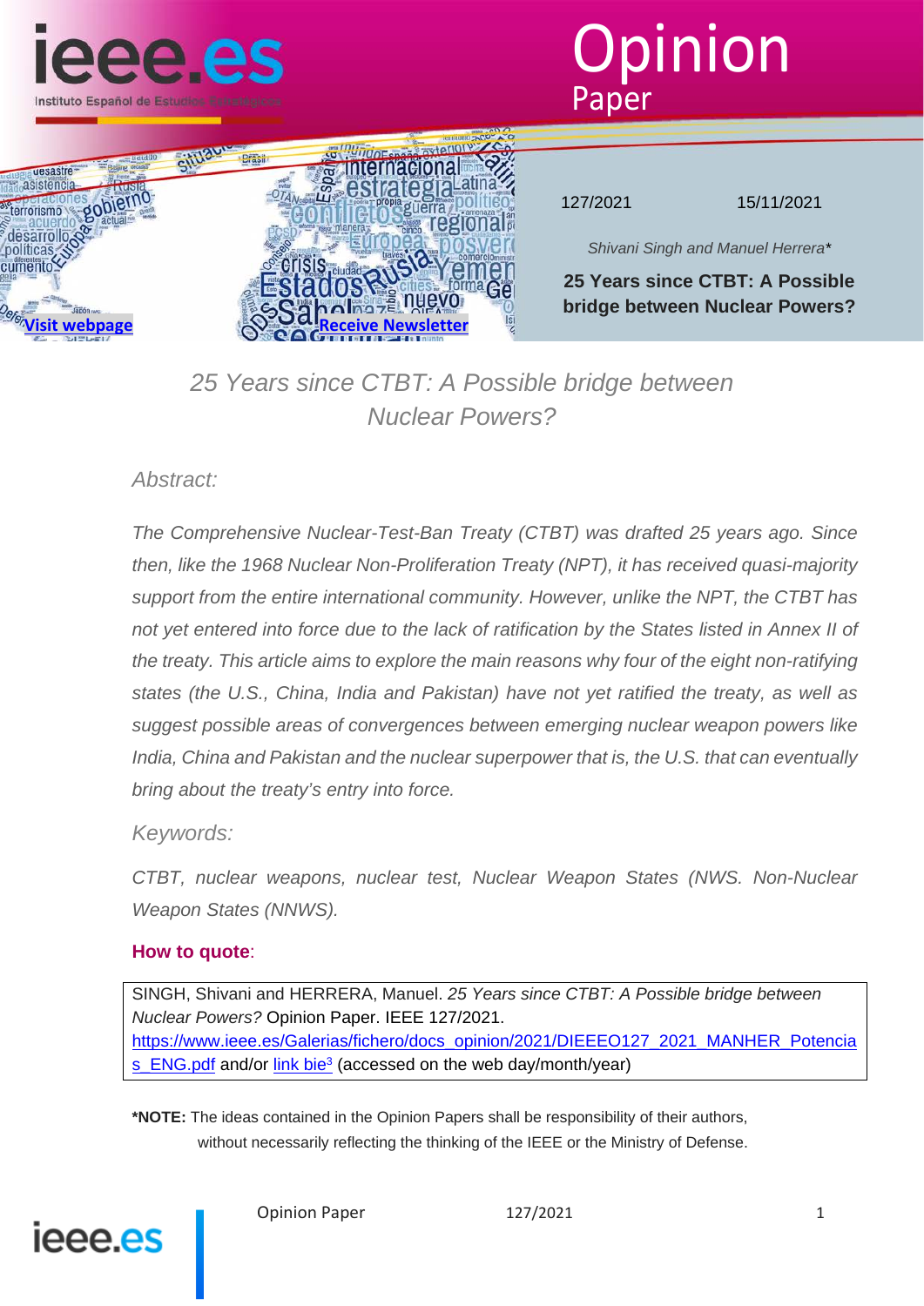Opinion Paper

127/2021 15/11/2021

*Shivani Singh and Manuel Herrera**

**25 Years since CTBT: A Possible bridge between Nuclear Powers?**

[Visit webpage](https://www.ieee.es) [Receive Newsletter]

# *25 Years since CTBT: A Possible bridge between Nuclear Powers?*

## *Abstract:*

*The Comprehensive Nuclear-Test-Ban Treaty (CTBT) was drafted 25 years ago. Since then, like the 1968 Nuclear Non-Proliferation Treaty (NPT), it has received quasi-majority support from the entire international community. However, unlike the NPT, the CTBT has not yet entered into force due to the lack of ratification by the States listed in Annex II of the treaty. This article aims to explore the main reasons why four of the eight non-ratifying states (the U.S., China, India and Pakistan) have not yet ratified the treaty, as well as suggest possible areas of convergences between emerging nuclear weapon powers like India, China and Pakistan and the nuclear superpower that is, the U.S. that can eventually bring about the treaty's entry into force.*

## *Keywords:*

*CTBT, nuclear weapons, nuclear test, Nuclear Weapon States (NWS. Non-Nuclear Weapon States (NNWS).*

**How to quote**:

SINGH, Shivani and HERRERA, Manuel. *25 Years since CTBT: A Possible bridge between Nuclear Powers?* Opinion Paper. IEEE 127/2021. https://www.ieee.es/Galerias/fichero/docs_opinion/2021/DIEEEO127_2021_MANHER_Potencias_ENG.pdf and/or link bie[3] (accessed on the web day/month/year)

**\*NOTE:** The ideas contained in the Opinion Papers shall be responsibility of their authors, without necessarily reflecting the thinking of the IEEE or the Ministry of Defense.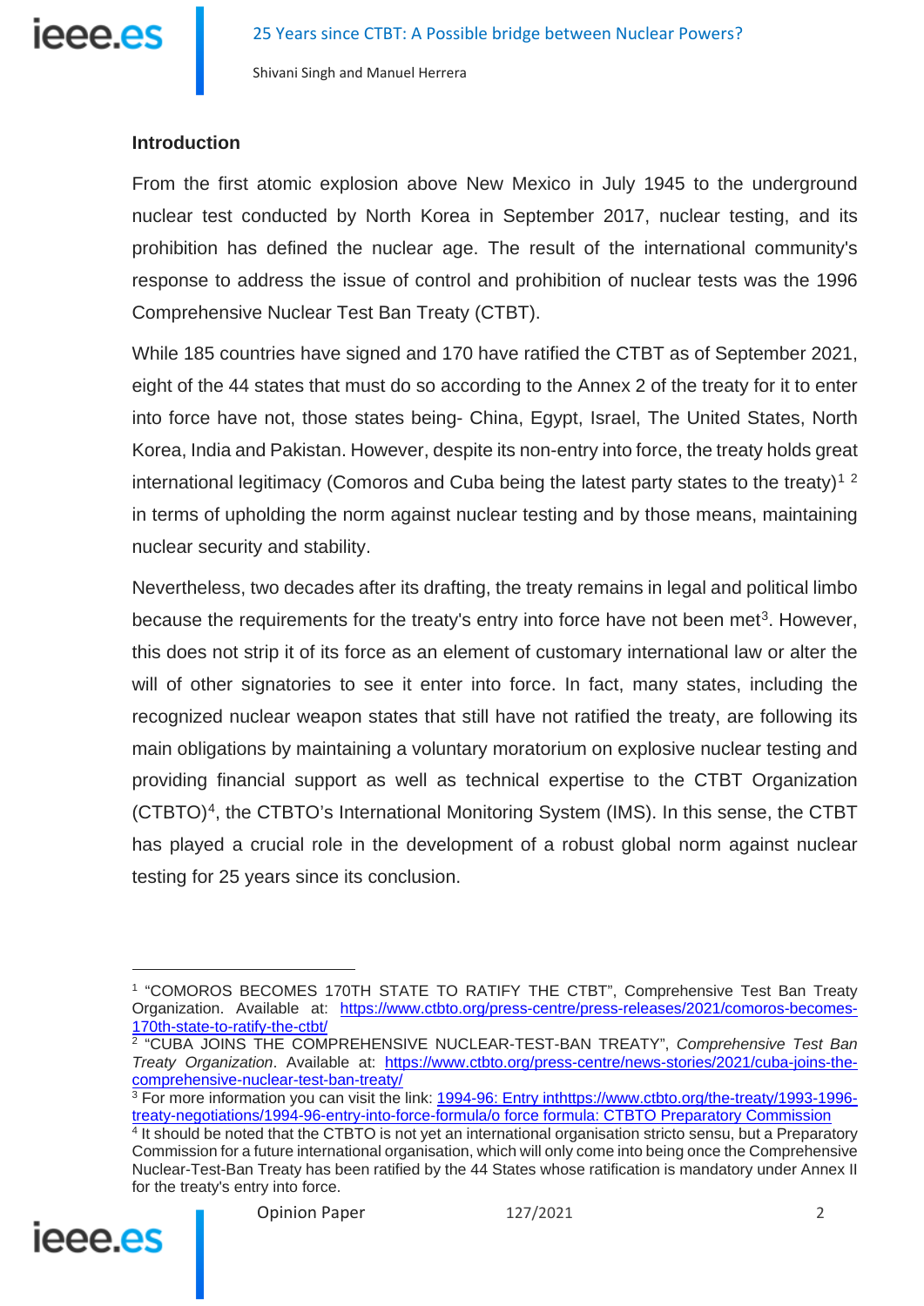## Introduction

From the first atomic explosion above New Mexico in July 1945 to the underground nuclear test conducted by North Korea in September 2017, nuclear testing, and its prohibition has defined the nuclear age. The result of the international community's response to address the issue of control and prohibition of nuclear tests was the 1996 Comprehensive Nuclear Test Ban Treaty (CTBT).

While 185 countries have signed and 170 have ratified the CTBT as of September 2021, eight of the 44 states that must do so according to the Annex 2 of the treaty for it to enter into force have not, those states being- China, Egypt, Israel, The United States, North Korea, India and Pakistan. However, despite its non-entry into force, the treaty holds great international legitimacy (Comoros and Cuba being the latest party states to the treaty)[1] [2] in terms of upholding the norm against nuclear testing and by those means, maintaining nuclear security and stability.

Nevertheless, two decades after its drafting, the treaty remains in legal and political limbo because the requirements for the treaty's entry into force have not been met[3]. However, this does not strip it of its force as an element of customary international law or alter the will of other signatories to see it enter into force. In fact, many states, including the recognized nuclear weapon states that still have not ratified the treaty, are following its main obligations by maintaining a voluntary moratorium on explosive nuclear testing and providing financial support as well as technical expertise to the CTBT Organization (CTBTO)[4], the CTBTO's International Monitoring System (IMS). In this sense, the CTBT has played a crucial role in the development of a robust global norm against nuclear testing for 25 years since its conclusion.

---

[1] "COMOROS BECOMES 170TH STATE TO RATIFY THE CTBT", Comprehensive Test Ban Treaty Organization. Available at: https://www.ctbto.org/press-centre/press-releases/2021/comoros-becomes-170th-state-to-ratify-the-ctbt/

[2] "CUBA JOINS THE COMPREHENSIVE NUCLEAR-TEST-BAN TREATY", *Comprehensive Test Ban Treaty Organization*. Available at: https://www.ctbto.org/press-centre/news-stories/2021/cuba-joins-the-comprehensive-nuclear-test-ban-treaty/

[3] For more information you can visit the link: 1994-96: Entry inthttps://www.ctbto.org/the-treaty/1993-1996-treaty-negotiations/1994-96-entry-into-force-formula/o force formula: CTBTO Preparatory Commission

[4] It should be noted that the CTBTO is not yet an international organisation stricto sensu, but a Preparatory Commission for a future international organisation, which will only come into being once the Comprehensive Nuclear-Test-Ban Treaty has been ratified by the 44 States whose ratification is mandatory under Annex II for the treaty's entry into force.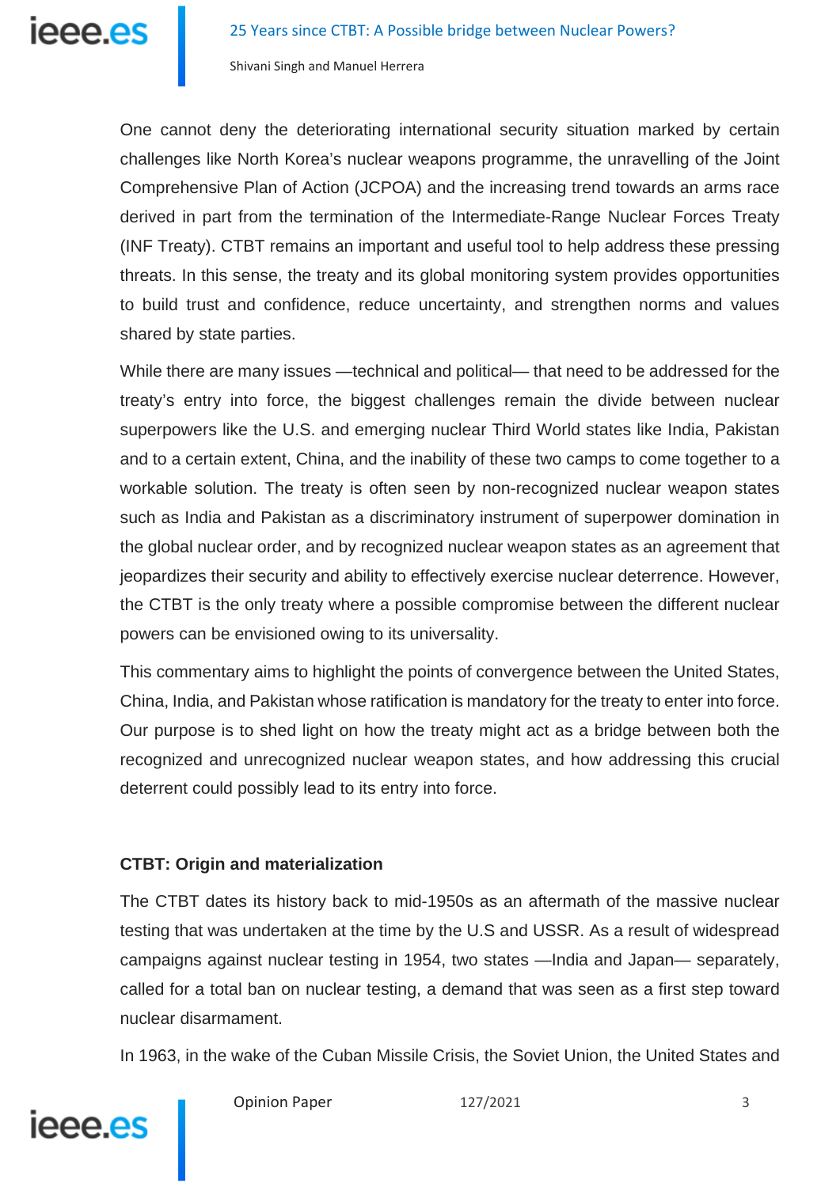One cannot deny the deteriorating international security situation marked by certain challenges like North Korea's nuclear weapons programme, the unravelling of the Joint Comprehensive Plan of Action (JCPOA) and the increasing trend towards an arms race derived in part from the termination of the Intermediate-Range Nuclear Forces Treaty (INF Treaty). CTBT remains an important and useful tool to help address these pressing threats. In this sense, the treaty and its global monitoring system provides opportunities to build trust and confidence, reduce uncertainty, and strengthen norms and values shared by state parties.

While there are many issues —technical and political— that need to be addressed for the treaty's entry into force, the biggest challenges remain the divide between nuclear superpowers like the U.S. and emerging nuclear Third World states like India, Pakistan and to a certain extent, China, and the inability of these two camps to come together to a workable solution. The treaty is often seen by non-recognized nuclear weapon states such as India and Pakistan as a discriminatory instrument of superpower domination in the global nuclear order, and by recognized nuclear weapon states as an agreement that jeopardizes their security and ability to effectively exercise nuclear deterrence. However, the CTBT is the only treaty where a possible compromise between the different nuclear powers can be envisioned owing to its universality.

This commentary aims to highlight the points of convergence between the United States, China, India, and Pakistan whose ratification is mandatory for the treaty to enter into force. Our purpose is to shed light on how the treaty might act as a bridge between both the recognized and unrecognized nuclear weapon states, and how addressing this crucial deterrent could possibly lead to its entry into force.

### CTBT: Origin and materialization

The CTBT dates its history back to mid-1950s as an aftermath of the massive nuclear testing that was undertaken at the time by the U.S and USSR. As a result of widespread campaigns against nuclear testing in 1954, two states —India and Japan— separately, called for a total ban on nuclear testing, a demand that was seen as a first step toward nuclear disarmament.

In 1963, in the wake of the Cuban Missile Crisis, the Soviet Union, the United States and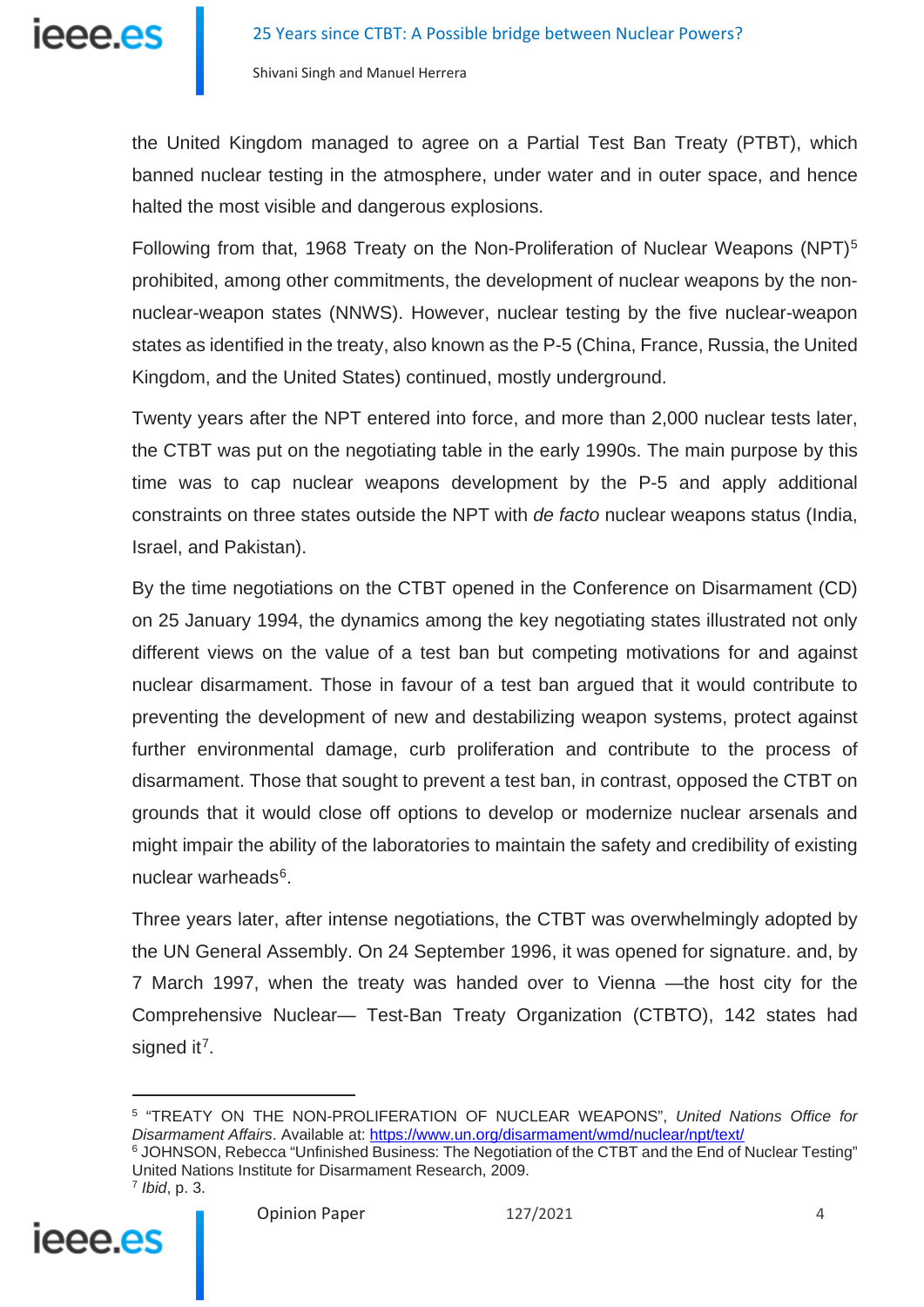the United Kingdom managed to agree on a Partial Test Ban Treaty (PTBT), which banned nuclear testing in the atmosphere, under water and in outer space, and hence halted the most visible and dangerous explosions.

Following from that, 1968 Treaty on the Non-Proliferation of Nuclear Weapons (NPT)[5] prohibited, among other commitments, the development of nuclear weapons by the non-nuclear-weapon states (NNWS). However, nuclear testing by the five nuclear-weapon states as identified in the treaty, also known as the P-5 (China, France, Russia, the United Kingdom, and the United States) continued, mostly underground.

Twenty years after the NPT entered into force, and more than 2,000 nuclear tests later, the CTBT was put on the negotiating table in the early 1990s. The main purpose by this time was to cap nuclear weapons development by the P-5 and apply additional constraints on three states outside the NPT with *de facto* nuclear weapons status (India, Israel, and Pakistan).

By the time negotiations on the CTBT opened in the Conference on Disarmament (CD) on 25 January 1994, the dynamics among the key negotiating states illustrated not only different views on the value of a test ban but competing motivations for and against nuclear disarmament. Those in favour of a test ban argued that it would contribute to preventing the development of new and destabilizing weapon systems, protect against further environmental damage, curb proliferation and contribute to the process of disarmament. Those that sought to prevent a test ban, in contrast, opposed the CTBT on grounds that it would close off options to develop or modernize nuclear arsenals and might impair the ability of the laboratories to maintain the safety and credibility of existing nuclear warheads[6].

Three years later, after intense negotiations, the CTBT was overwhelmingly adopted by the UN General Assembly. On 24 September 1996, it was opened for signature. and, by 7 March 1997, when the treaty was handed over to Vienna —the host city for the Comprehensive Nuclear— Test-Ban Treaty Organization (CTBTO), 142 states had signed it[7].

---

[5] "TREATY ON THE NON-PROLIFERATION OF NUCLEAR WEAPONS", *United Nations Office for Disarmament Affairs*. Available at: https://www.un.org/disarmament/wmd/nuclear/npt/text/

[6] JOHNSON, Rebecca "Unfinished Business: The Negotiation of the CTBT and the End of Nuclear Testing" United Nations Institute for Disarmament Research, 2009.

[7] *Ibid*, p. 3.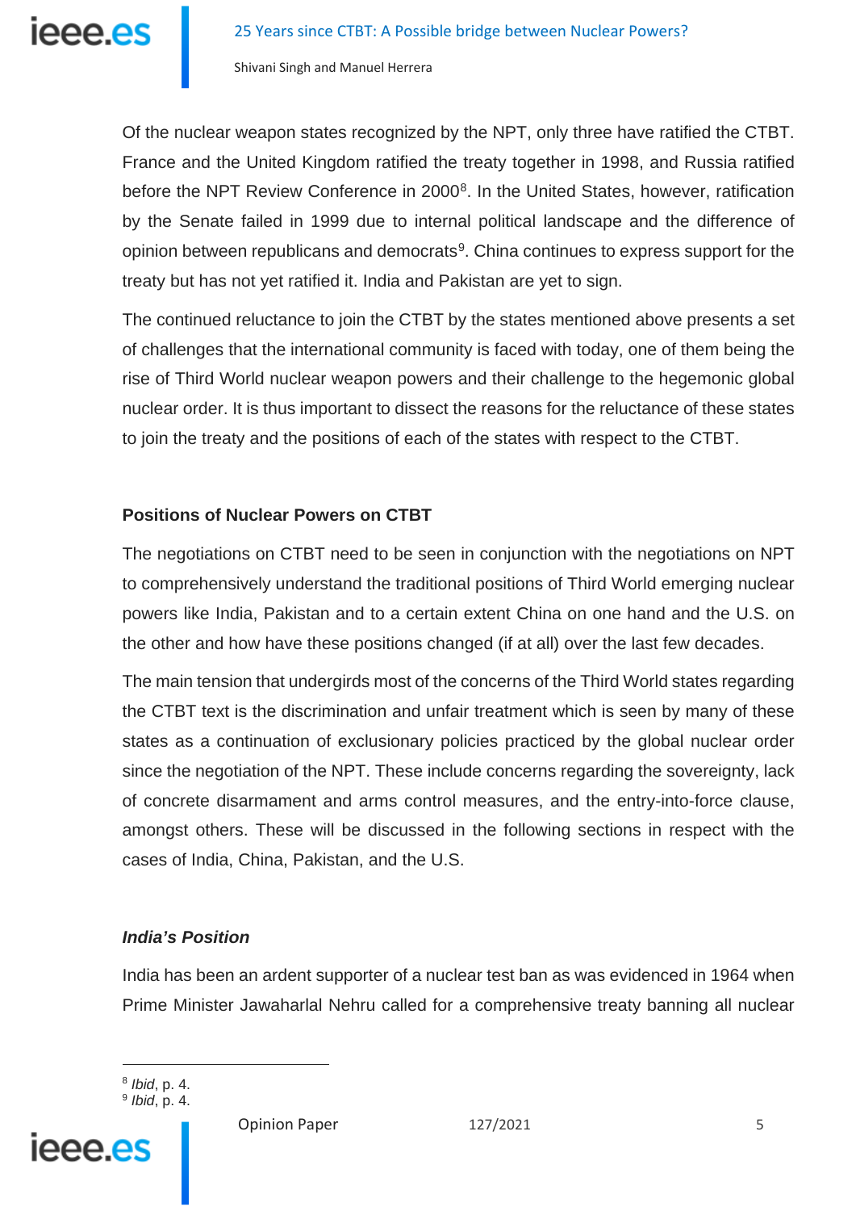Of the nuclear weapon states recognized by the NPT, only three have ratified the CTBT. France and the United Kingdom ratified the treaty together in 1998, and Russia ratified before the NPT Review Conference in 2000[8]. In the United States, however, ratification by the Senate failed in 1999 due to internal political landscape and the difference of opinion between republicans and democrats[9]. China continues to express support for the treaty but has not yet ratified it. India and Pakistan are yet to sign.

The continued reluctance to join the CTBT by the states mentioned above presents a set of challenges that the international community is faced with today, one of them being the rise of Third World nuclear weapon powers and their challenge to the hegemonic global nuclear order. It is thus important to dissect the reasons for the reluctance of these states to join the treaty and the positions of each of the states with respect to the CTBT.

## Positions of Nuclear Powers on CTBT

The negotiations on CTBT need to be seen in conjunction with the negotiations on NPT to comprehensively understand the traditional positions of Third World emerging nuclear powers like India, Pakistan and to a certain extent China on one hand and the U.S. on the other and how have these positions changed (if at all) over the last few decades.

The main tension that undergirds most of the concerns of the Third World states regarding the CTBT text is the discrimination and unfair treatment which is seen by many of these states as a continuation of exclusionary policies practiced by the global nuclear order since the negotiation of the NPT. These include concerns regarding the sovereignty, lack of concrete disarmament and arms control measures, and the entry-into-force clause, amongst others. These will be discussed in the following sections in respect with the cases of India, China, Pakistan, and the U.S.

### *India's Position*

India has been an ardent supporter of a nuclear test ban as was evidenced in 1964 when Prime Minister Jawaharlal Nehru called for a comprehensive treaty banning all nuclear

---

[8] *Ibid*, p. 4.
[9] *Ibid*, p. 4.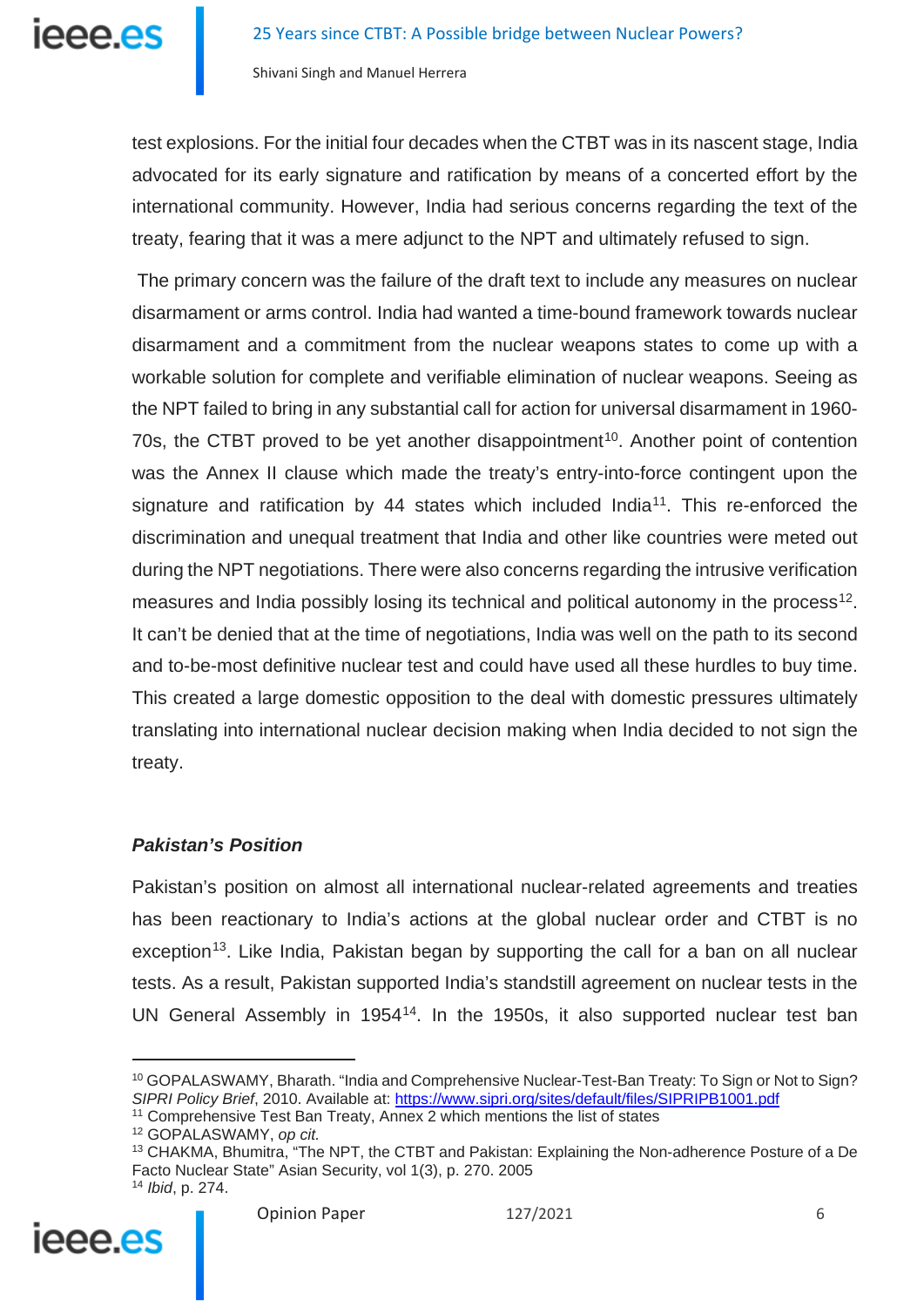test explosions. For the initial four decades when the CTBT was in its nascent stage, India advocated for its early signature and ratification by means of a concerted effort by the international community. However, India had serious concerns regarding the text of the treaty, fearing that it was a mere adjunct to the NPT and ultimately refused to sign.

The primary concern was the failure of the draft text to include any measures on nuclear disarmament or arms control. India had wanted a time-bound framework towards nuclear disarmament and a commitment from the nuclear weapons states to come up with a workable solution for complete and verifiable elimination of nuclear weapons. Seeing as the NPT failed to bring in any substantial call for action for universal disarmament in 1960-70s, the CTBT proved to be yet another disappointment[10]. Another point of contention was the Annex II clause which made the treaty's entry-into-force contingent upon the signature and ratification by 44 states which included India[11]. This re-enforced the discrimination and unequal treatment that India and other like countries were meted out during the NPT negotiations. There were also concerns regarding the intrusive verification measures and India possibly losing its technical and political autonomy in the process[12]. It can't be denied that at the time of negotiations, India was well on the path to its second and to-be-most definitive nuclear test and could have used all these hurdles to buy time. This created a large domestic opposition to the deal with domestic pressures ultimately translating into international nuclear decision making when India decided to not sign the treaty.

### *Pakistan's Position*

Pakistan's position on almost all international nuclear-related agreements and treaties has been reactionary to India's actions at the global nuclear order and CTBT is no exception[13]. Like India, Pakistan began by supporting the call for a ban on all nuclear tests. As a result, Pakistan supported India's standstill agreement on nuclear tests in the UN General Assembly in 1954[14]. In the 1950s, it also supported nuclear test ban

---

[10] GOPALASWAMY, Bharath. "India and Comprehensive Nuclear-Test-Ban Treaty: To Sign or Not to Sign? *SIPRI Policy Brief*, 2010. Available at: https://www.sipri.org/sites/default/files/SIPRIPB1001.pdf

[11] Comprehensive Test Ban Treaty, Annex 2 which mentions the list of states

[12] GOPALASWAMY, *op cit.*

[13] CHAKMA, Bhumitra, "The NPT, the CTBT and Pakistan: Explaining the Non-adherence Posture of a De Facto Nuclear State" Asian Security, vol 1(3), p. 270. 2005

[14] *Ibid*, p. 274.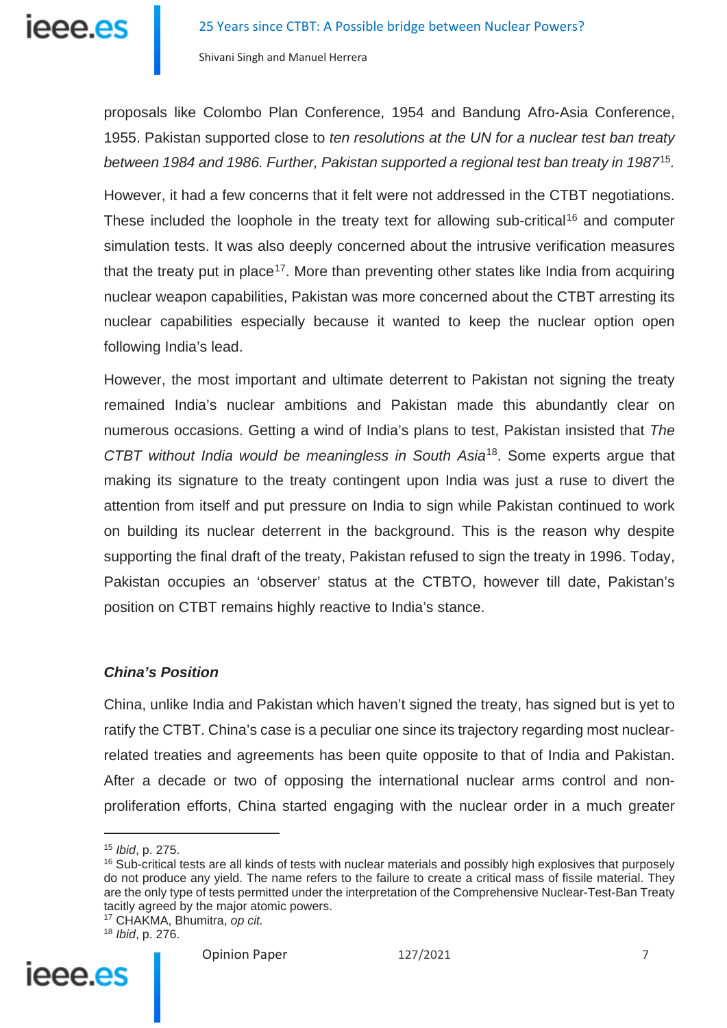proposals like Colombo Plan Conference, 1954 and Bandung Afro-Asia Conference, 1955. Pakistan supported close to *ten resolutions at the UN for a nuclear test ban treaty between 1984 and 1986. Further, Pakistan supported a regional test ban treaty in 1987*[15].

However, it had a few concerns that it felt were not addressed in the CTBT negotiations. These included the loophole in the treaty text for allowing sub-critical[16] and computer simulation tests. It was also deeply concerned about the intrusive verification measures that the treaty put in place[17]. More than preventing other states like India from acquiring nuclear weapon capabilities, Pakistan was more concerned about the CTBT arresting its nuclear capabilities especially because it wanted to keep the nuclear option open following India's lead.

However, the most important and ultimate deterrent to Pakistan not signing the treaty remained India's nuclear ambitions and Pakistan made this abundantly clear on numerous occasions. Getting a wind of India's plans to test, Pakistan insisted that *The CTBT without India would be meaningless in South Asia*[18]. Some experts argue that making its signature to the treaty contingent upon India was just a ruse to divert the attention from itself and put pressure on India to sign while Pakistan continued to work on building its nuclear deterrent in the background. This is the reason why despite supporting the final draft of the treaty, Pakistan refused to sign the treaty in 1996. Today, Pakistan occupies an 'observer' status at the CTBTO, however till date, Pakistan's position on CTBT remains highly reactive to India's stance.

### *China's Position*

China, unlike India and Pakistan which haven't signed the treaty, has signed but is yet to ratify the CTBT. China's case is a peculiar one since its trajectory regarding most nuclear-related treaties and agreements has been quite opposite to that of India and Pakistan. After a decade or two of opposing the international nuclear arms control and non-proliferation efforts, China started engaging with the nuclear order in a much greater

---

[15] *Ibid*, p. 275.

[16] Sub-critical tests are all kinds of tests with nuclear materials and possibly high explosives that purposely do not produce any yield. The name refers to the failure to create a critical mass of fissile material. They are the only type of tests permitted under the interpretation of the Comprehensive Nuclear-Test-Ban Treaty tacitly agreed by the major atomic powers.

[17] CHAKMA, Bhumitra, *op cit.*

[18] *Ibid*, p. 276.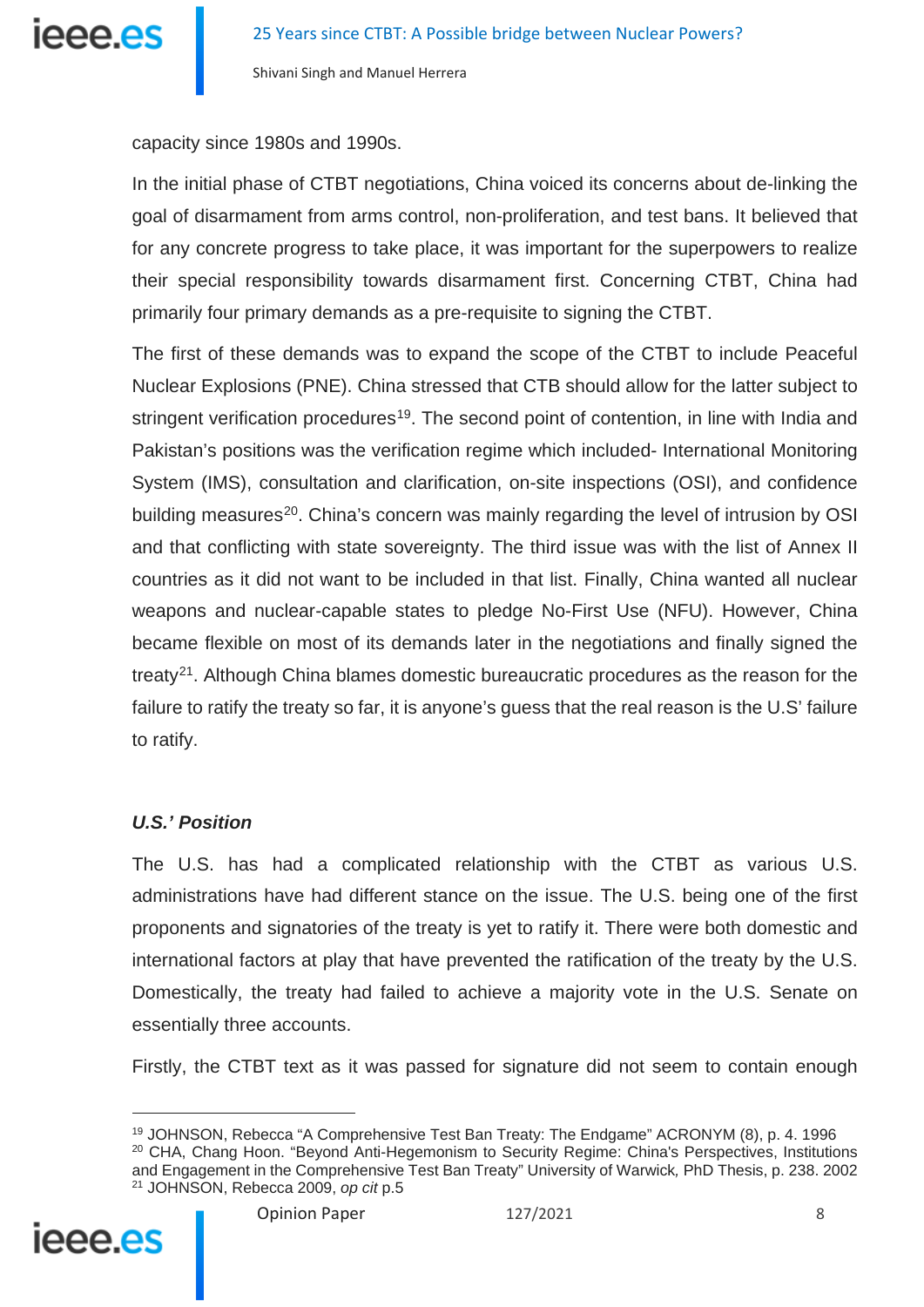capacity since 1980s and 1990s.

In the initial phase of CTBT negotiations, China voiced its concerns about de-linking the goal of disarmament from arms control, non-proliferation, and test bans. It believed that for any concrete progress to take place, it was important for the superpowers to realize their special responsibility towards disarmament first. Concerning CTBT, China had primarily four primary demands as a pre-requisite to signing the CTBT.

The first of these demands was to expand the scope of the CTBT to include Peaceful Nuclear Explosions (PNE). China stressed that CTB should allow for the latter subject to stringent verification procedures[19]. The second point of contention, in line with India and Pakistan's positions was the verification regime which included- International Monitoring System (IMS), consultation and clarification, on-site inspections (OSI), and confidence building measures[20]. China's concern was mainly regarding the level of intrusion by OSI and that conflicting with state sovereignty. The third issue was with the list of Annex II countries as it did not want to be included in that list. Finally, China wanted all nuclear weapons and nuclear-capable states to pledge No-First Use (NFU). However, China became flexible on most of its demands later in the negotiations and finally signed the treaty[21]. Although China blames domestic bureaucratic procedures as the reason for the failure to ratify the treaty so far, it is anyone's guess that the real reason is the U.S' failure to ratify.

***U.S.' Position***

The U.S. has had a complicated relationship with the CTBT as various U.S. administrations have had different stance on the issue. The U.S. being one of the first proponents and signatories of the treaty is yet to ratify it. There were both domestic and international factors at play that have prevented the ratification of the treaty by the U.S. Domestically, the treaty had failed to achieve a majority vote in the U.S. Senate on essentially three accounts.

Firstly, the CTBT text as it was passed for signature did not seem to contain enough

---

[19] JOHNSON, Rebecca "A Comprehensive Test Ban Treaty: The Endgame" ACRONYM (8), p. 4. 1996

[20] CHA, Chang Hoon. "Beyond Anti-Hegemonism to Security Regime: China's Perspectives, Institutions and Engagement in the Comprehensive Test Ban Treaty" University of Warwick, PhD Thesis, p. 238. 2002

[21] JOHNSON, Rebecca 2009, *op cit* p.5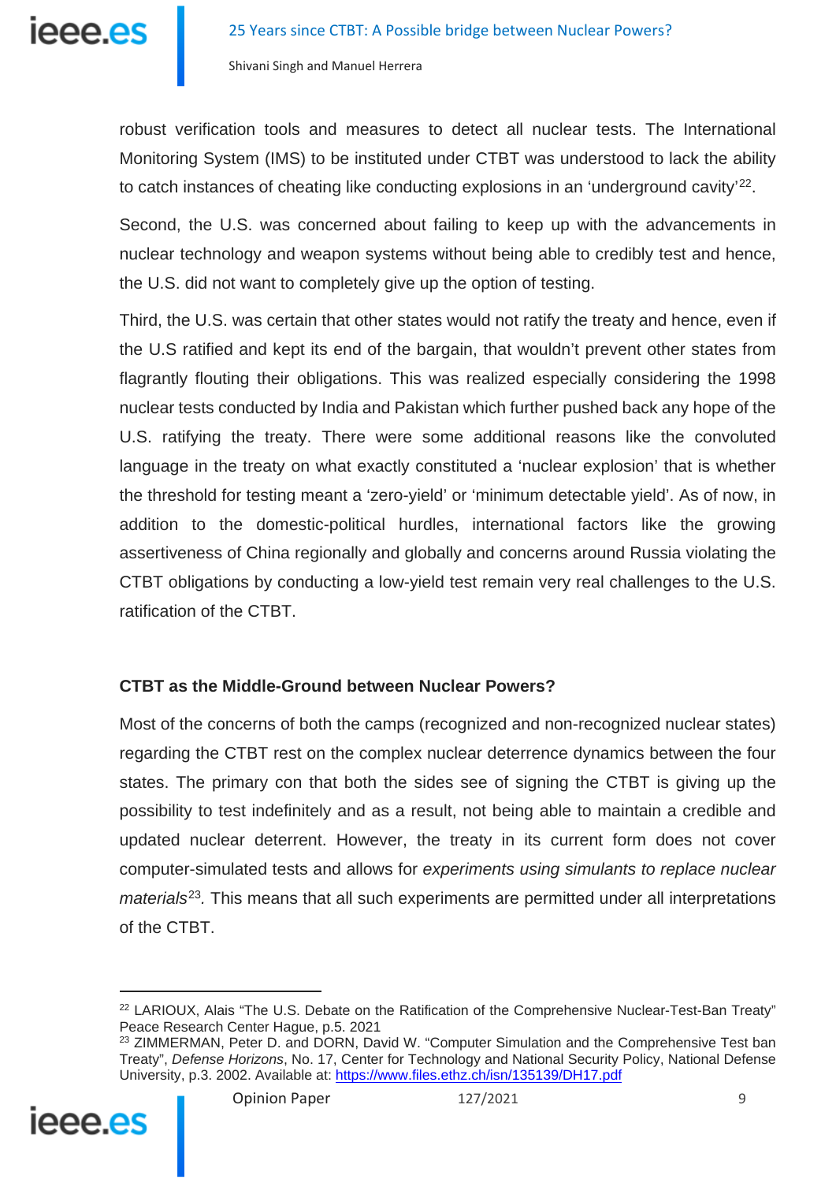robust verification tools and measures to detect all nuclear tests. The International Monitoring System (IMS) to be instituted under CTBT was understood to lack the ability to catch instances of cheating like conducting explosions in an 'underground cavity'[22].

Second, the U.S. was concerned about failing to keep up with the advancements in nuclear technology and weapon systems without being able to credibly test and hence, the U.S. did not want to completely give up the option of testing.

Third, the U.S. was certain that other states would not ratify the treaty and hence, even if the U.S ratified and kept its end of the bargain, that wouldn't prevent other states from flagrantly flouting their obligations. This was realized especially considering the 1998 nuclear tests conducted by India and Pakistan which further pushed back any hope of the U.S. ratifying the treaty. There were some additional reasons like the convoluted language in the treaty on what exactly constituted a 'nuclear explosion' that is whether the threshold for testing meant a 'zero-yield' or 'minimum detectable yield'. As of now, in addition to the domestic-political hurdles, international factors like the growing assertiveness of China regionally and globally and concerns around Russia violating the CTBT obligations by conducting a low-yield test remain very real challenges to the U.S. ratification of the CTBT.

**CTBT as the Middle-Ground between Nuclear Powers?**

Most of the concerns of both the camps (recognized and non-recognized nuclear states) regarding the CTBT rest on the complex nuclear deterrence dynamics between the four states. The primary con that both the sides see of signing the CTBT is giving up the possibility to test indefinitely and as a result, not being able to maintain a credible and updated nuclear deterrent. However, the treaty in its current form does not cover computer-simulated tests and allows for *experiments using simulants to replace nuclear materials*[23]. This means that all such experiments are permitted under all interpretations of the CTBT.

---

[22] LARIOUX, Alais "The U.S. Debate on the Ratification of the Comprehensive Nuclear-Test-Ban Treaty" Peace Research Center Hague, p.5. 2021

[23] ZIMMERMAN, Peter D. and DORN, David W. "Computer Simulation and the Comprehensive Test ban Treaty", *Defense Horizons*, No. 17, Center for Technology and National Security Policy, National Defense University, p.3. 2002. Available at: https://www.files.ethz.ch/isn/135139/DH17.pdf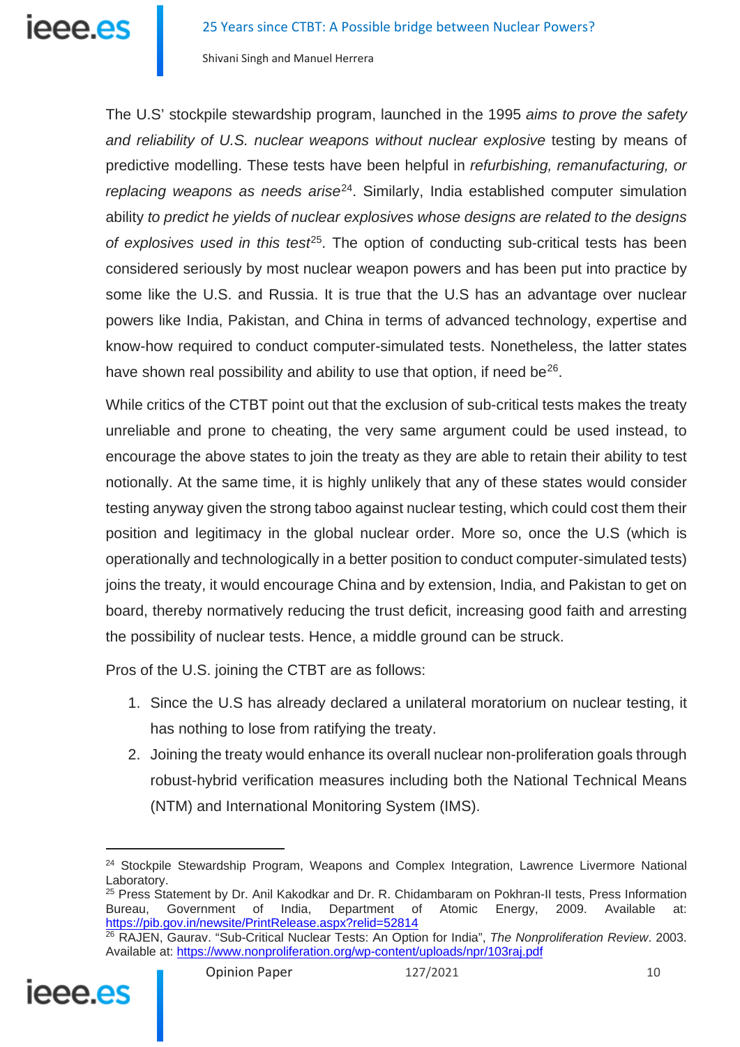The U.S' stockpile stewardship program, launched in the 1995 *aims to prove the safety and reliability of U.S. nuclear weapons without nuclear explosive* testing by means of predictive modelling. These tests have been helpful in *refurbishing, remanufacturing, or replacing weapons as needs arise*[24]. Similarly, India established computer simulation ability *to predict he yields of nuclear explosives whose designs are related to the designs of explosives used in this test*[25]. The option of conducting sub-critical tests has been considered seriously by most nuclear weapon powers and has been put into practice by some like the U.S. and Russia. It is true that the U.S has an advantage over nuclear powers like India, Pakistan, and China in terms of advanced technology, expertise and know-how required to conduct computer-simulated tests. Nonetheless, the latter states have shown real possibility and ability to use that option, if need be[26].

While critics of the CTBT point out that the exclusion of sub-critical tests makes the treaty unreliable and prone to cheating, the very same argument could be used instead, to encourage the above states to join the treaty as they are able to retain their ability to test notionally. At the same time, it is highly unlikely that any of these states would consider testing anyway given the strong taboo against nuclear testing, which could cost them their position and legitimacy in the global nuclear order. More so, once the U.S (which is operationally and technologically in a better position to conduct computer-simulated tests) joins the treaty, it would encourage China and by extension, India, and Pakistan to get on board, thereby normatively reducing the trust deficit, increasing good faith and arresting the possibility of nuclear tests. Hence, a middle ground can be struck.

Pros of the U.S. joining the CTBT are as follows:

1. Since the U.S has already declared a unilateral moratorium on nuclear testing, it has nothing to lose from ratifying the treaty.
2. Joining the treaty would enhance its overall nuclear non-proliferation goals through robust-hybrid verification measures including both the National Technical Means (NTM) and International Monitoring System (IMS).

---

[24] Stockpile Stewardship Program, Weapons and Complex Integration, Lawrence Livermore National Laboratory.

[25] Press Statement by Dr. Anil Kakodkar and Dr. R. Chidambaram on Pokhran-II tests, Press Information Bureau, Government of India, Department of Atomic Energy, 2009. Available at: https://pib.gov.in/newsite/PrintRelease.aspx?relid=52814

[26] RAJEN, Gaurav. "Sub-Critical Nuclear Tests: An Option for India", *The Nonproliferation Review*. 2003. Available at: https://www.nonproliferation.org/wp-content/uploads/npr/103raj.pdf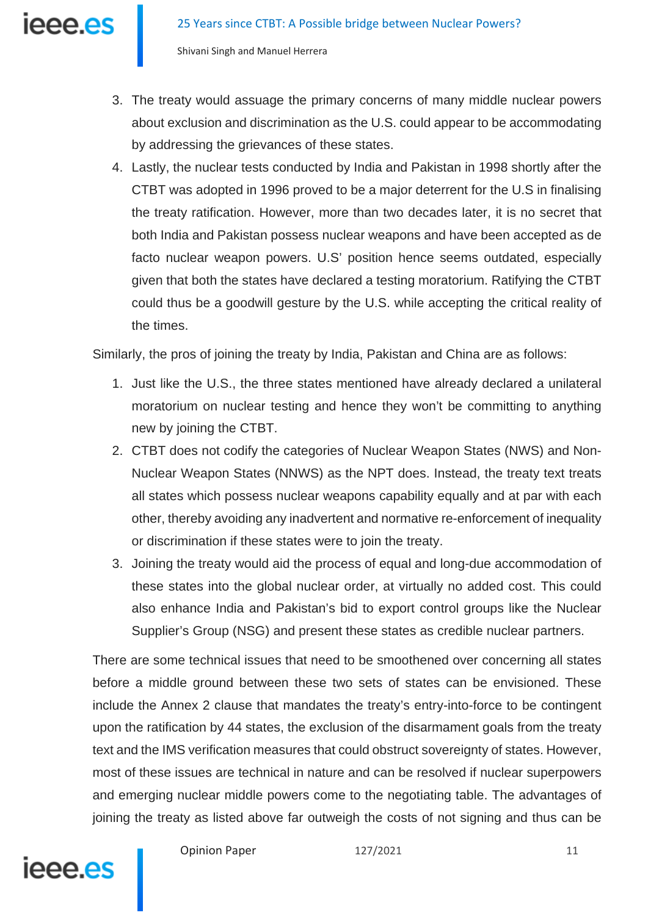3. The treaty would assuage the primary concerns of many middle nuclear powers about exclusion and discrimination as the U.S. could appear to be accommodating by addressing the grievances of these states.
4. Lastly, the nuclear tests conducted by India and Pakistan in 1998 shortly after the CTBT was adopted in 1996 proved to be a major deterrent for the U.S in finalising the treaty ratification. However, more than two decades later, it is no secret that both India and Pakistan possess nuclear weapons and have been accepted as de facto nuclear weapon powers. U.S' position hence seems outdated, especially given that both the states have declared a testing moratorium. Ratifying the CTBT could thus be a goodwill gesture by the U.S. while accepting the critical reality of the times.

Similarly, the pros of joining the treaty by India, Pakistan and China are as follows:

1. Just like the U.S., the three states mentioned have already declared a unilateral moratorium on nuclear testing and hence they won't be committing to anything new by joining the CTBT.
2. CTBT does not codify the categories of Nuclear Weapon States (NWS) and Non-Nuclear Weapon States (NNWS) as the NPT does. Instead, the treaty text treats all states which possess nuclear weapons capability equally and at par with each other, thereby avoiding any inadvertent and normative re-enforcement of inequality or discrimination if these states were to join the treaty.
3. Joining the treaty would aid the process of equal and long-due accommodation of these states into the global nuclear order, at virtually no added cost. This could also enhance India and Pakistan's bid to export control groups like the Nuclear Supplier's Group (NSG) and present these states as credible nuclear partners.

There are some technical issues that need to be smoothened over concerning all states before a middle ground between these two sets of states can be envisioned. These include the Annex 2 clause that mandates the treaty's entry-into-force to be contingent upon the ratification by 44 states, the exclusion of the disarmament goals from the treaty text and the IMS verification measures that could obstruct sovereignty of states. However, most of these issues are technical in nature and can be resolved if nuclear superpowers and emerging nuclear middle powers come to the negotiating table. The advantages of joining the treaty as listed above far outweigh the costs of not signing and thus can be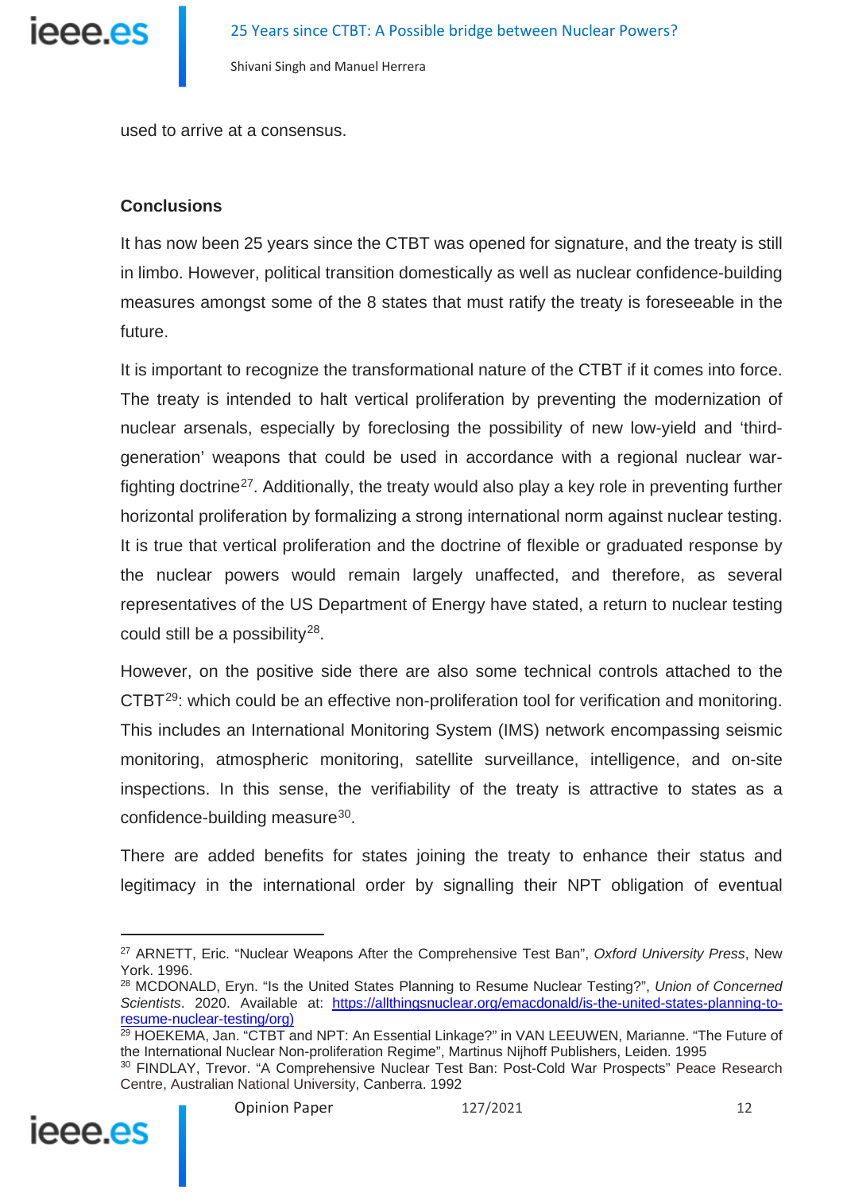used to arrive at a consensus.

## Conclusions

It has now been 25 years since the CTBT was opened for signature, and the treaty is still in limbo. However, political transition domestically as well as nuclear confidence-building measures amongst some of the 8 states that must ratify the treaty is foreseeable in the future.

It is important to recognize the transformational nature of the CTBT if it comes into force. The treaty is intended to halt vertical proliferation by preventing the modernization of nuclear arsenals, especially by foreclosing the possibility of new low-yield and 'third-generation' weapons that could be used in accordance with a regional nuclear war-fighting doctrine[27]. Additionally, the treaty would also play a key role in preventing further horizontal proliferation by formalizing a strong international norm against nuclear testing. It is true that vertical proliferation and the doctrine of flexible or graduated response by the nuclear powers would remain largely unaffected, and therefore, as several representatives of the US Department of Energy have stated, a return to nuclear testing could still be a possibility[28].

However, on the positive side there are also some technical controls attached to the CTBT[29]: which could be an effective non-proliferation tool for verification and monitoring. This includes an International Monitoring System (IMS) network encompassing seismic monitoring, atmospheric monitoring, satellite surveillance, intelligence, and on-site inspections. In this sense, the verifiability of the treaty is attractive to states as a confidence-building measure[30].

There are added benefits for states joining the treaty to enhance their status and legitimacy in the international order by signalling their NPT obligation of eventual

---

[27] ARNETT, Eric. "Nuclear Weapons After the Comprehensive Test Ban", *Oxford University Press*, New York. 1996.

[28] MCDONALD, Eryn. "Is the United States Planning to Resume Nuclear Testing?", *Union of Concerned Scientists*. 2020. Available at: https://allthingsnuclear.org/emacdonald/is-the-united-states-planning-to-resume-nuclear-testing/org)

[29] HOEKEMA, Jan. "CTBT and NPT: An Essential Linkage?" in VAN LEEUWEN, Marianne. "The Future of the International Nuclear Non-proliferation Regime", Martinus Nijhoff Publishers, Leiden. 1995

[30] FINDLAY, Trevor. "A Comprehensive Nuclear Test Ban: Post-Cold War Prospects" Peace Research Centre, Australian National University, Canberra. 1992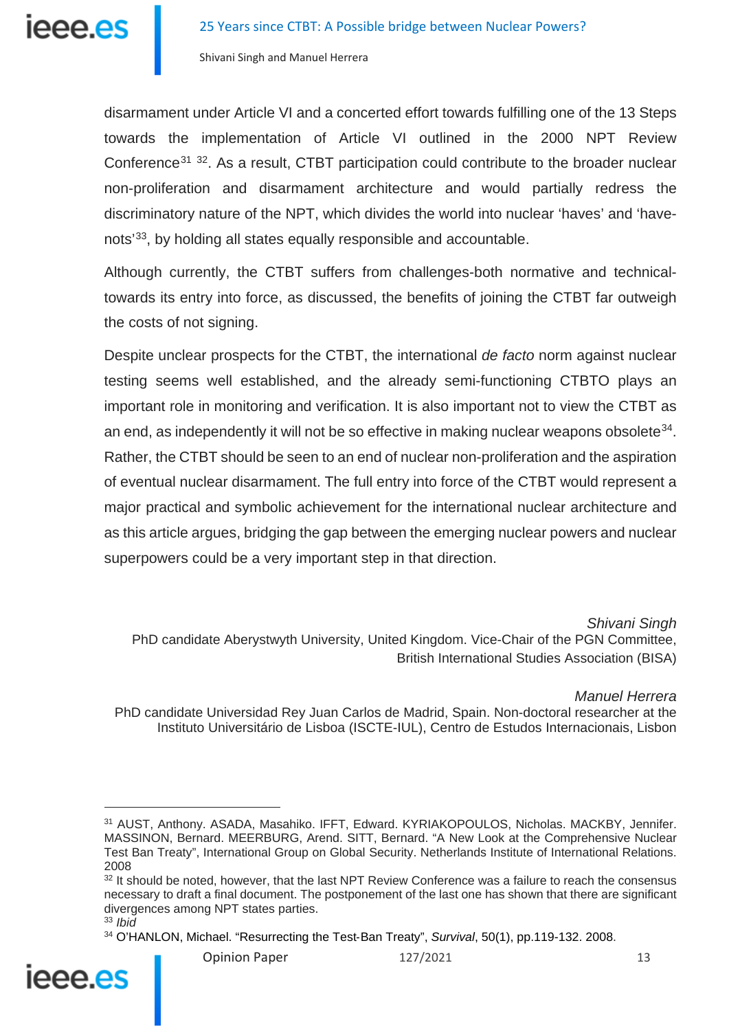disarmament under Article VI and a concerted effort towards fulfilling one of the 13 Steps towards the implementation of Article VI outlined in the 2000 NPT Review Conference[31] [32]. As a result, CTBT participation could contribute to the broader nuclear non-proliferation and disarmament architecture and would partially redress the discriminatory nature of the NPT, which divides the world into nuclear 'haves' and 'have-nots'[33], by holding all states equally responsible and accountable.

Although currently, the CTBT suffers from challenges-both normative and technical-towards its entry into force, as discussed, the benefits of joining the CTBT far outweigh the costs of not signing.

Despite unclear prospects for the CTBT, the international *de facto* norm against nuclear testing seems well established, and the already semi-functioning CTBTO plays an important role in monitoring and verification. It is also important not to view the CTBT as an end, as independently it will not be so effective in making nuclear weapons obsolete[34]. Rather, the CTBT should be seen to an end of nuclear non-proliferation and the aspiration of eventual nuclear disarmament. The full entry into force of the CTBT would represent a major practical and symbolic achievement for the international nuclear architecture and as this article argues, bridging the gap between the emerging nuclear powers and nuclear superpowers could be a very important step in that direction.

*Shivani Singh*
PhD candidate Aberystwyth University, United Kingdom. Vice-Chair of the PGN Committee, British International Studies Association (BISA)

*Manuel Herrera*
PhD candidate Universidad Rey Juan Carlos de Madrid, Spain. Non-doctoral researcher at the Instituto Universitário de Lisboa (ISCTE-IUL), Centro de Estudos Internacionais, Lisbon

---

[31] AUST, Anthony. ASADA, Masahiko. IFFT, Edward. KYRIAKOPOULOS, Nicholas. MACKBY, Jennifer. MASSINON, Bernard. MEERBURG, Arend. SITT, Bernard. "A New Look at the Comprehensive Nuclear Test Ban Treaty", International Group on Global Security. Netherlands Institute of International Relations. 2008

[32] It should be noted, however, that the last NPT Review Conference was a failure to reach the consensus necessary to draft a final document. The postponement of the last one has shown that there are significant divergences among NPT states parties.

[33] *Ibid*

[34] O'HANLON, Michael. "Resurrecting the Test-Ban Treaty", *Survival*, 50(1), pp.119-132. 2008.